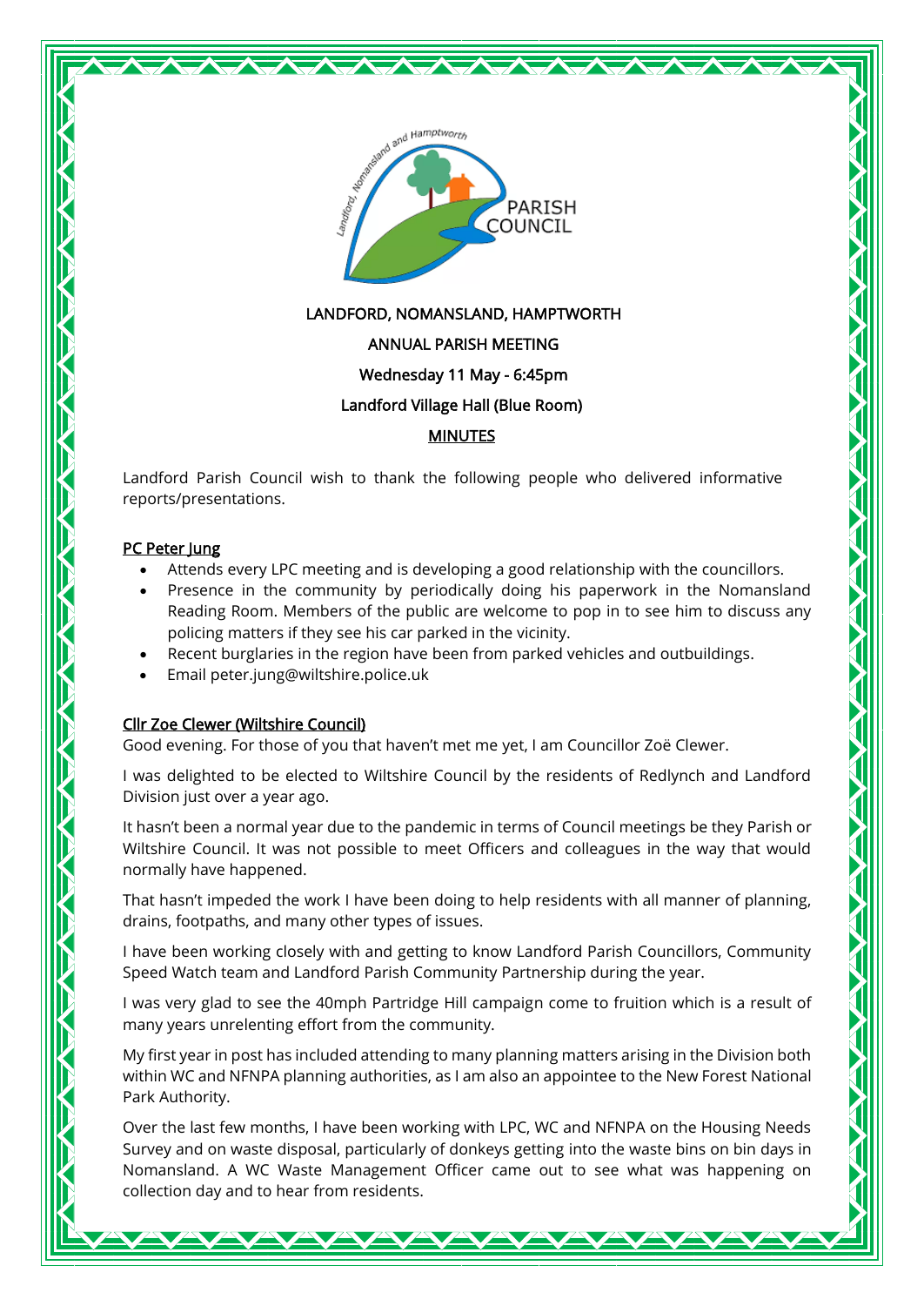LANDFORD, NOMANSLAND, HAMPTWORTH

ANNUAL PARISH MEETING

Wednesday 11 May - 6:45pm

Landford Village Hall (Blue Room)

MINUTES

Landford Parish Council wish to thank the following people who delivered informative reports/presentations.

**PC Peter Jung**

- Attends every LPC meeting and is developing a good relationship with the councillors.
- Presence in the community by periodically doing his paperwork in the Nomansland Reading Room. Members of the public are welcome to pop in to see him to discuss any policing matters if they see his car parked in the vicinity.
- Recent burglaries in the region have been from parked vehicles and outbuildings.
- Email peter.jung@wiltshire.police.uk

**Cllr Zoe Clewer (Wiltshire Council)**

Good evening. For those of you that haven't met me yet, I am Councillor Zoë Clewer.

I was delighted to be elected to Wiltshire Council by the residents of Redlynch and Landford Division just over a year ago.

It hasn't been a normal year due to the pandemic in terms of Council meetings be they Parish or Wiltshire Council. It was not possible to meet Officers and colleagues in the way that would normally have happened.

That hasn't impeded the work I have been doing to help residents with all manner of planning, drains, footpaths, and many other types of issues.

I have been working closely with and getting to know Landford Parish Councillors, Community Speed Watch team and Landford Parish Community Partnership during the year.

I was very glad to see the 40mph Partridge Hill campaign come to fruition which is a result of many years unrelenting effort from the community.

My first year in post has included attending to many planning matters arising in the Division both within WC and NFNPA planning authorities, as I am also an appointee to the New Forest National Park Authority.

Over the last few months, I have been working with LPC, WC and NFNPA on the Housing Needs Survey and on waste disposal, particularly of donkeys getting into the waste bins on bin days in Nomansland. A WC Waste Management Officer came out to see what was happening on collection day and to hear from residents.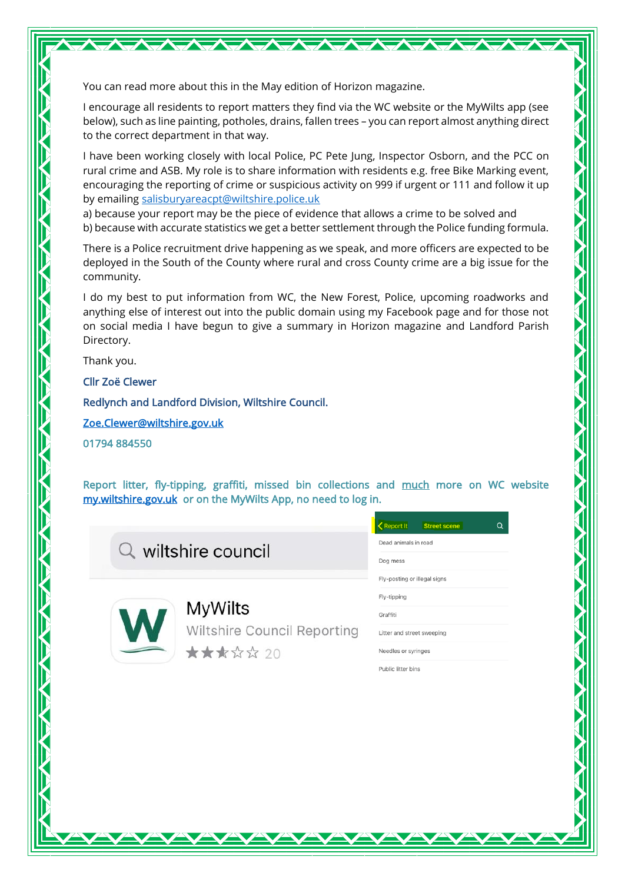You can read more about this in the May edition of Horizon magazine.

I encourage all residents to report matters they find via the WC website or the MyWilts app (see below), such as line painting, potholes, drains, fallen trees – you can report almost anything direct to the correct department in that way.

I have been working closely with local Police, PC Pete Jung, Inspector Osborn, and the PCC on rural crime and ASB. My role is to share information with residents e.g. free Bike Marking event, encouraging the reporting of crime or suspicious activity on 999 if urgent or 111 and follow it up by emailing salisburyareacpt@wiltshire.police.uk
a) because your report may be the piece of evidence that allows a crime to be solved and
b) because with accurate statistics we get a better settlement through the Police funding formula.

There is a Police recruitment drive happening as we speak, and more officers are expected to be deployed in the South of the County where rural and cross County crime are a big issue for the community.

I do my best to put information from WC, the New Forest, Police, upcoming roadworks and anything else of interest out into the public domain using my Facebook page and for those not on social media I have begun to give a summary in Horizon magazine and Landford Parish Directory.

Thank you.

Cllr Zoë Clewer

Redlynch and Landford Division, Wiltshire Council.

Zoe.Clewer@wiltshire.gov.uk

01794 884550

Report litter, fly-tipping, graffiti, missed bin collections and much more on WC website my.wiltshire.gov.uk or on the MyWilts App, no need to log in.

wiltshire council

MyWilts
Wiltshire Council Reporting
★★★☆☆ 20

Report It | Street scene

- Dead animals in road
- Dog mess
- Fly-posting or illegal signs
- Fly-tipping
- Graffiti
- Litter and street sweeping
- Needles or syringes
- Public litter bins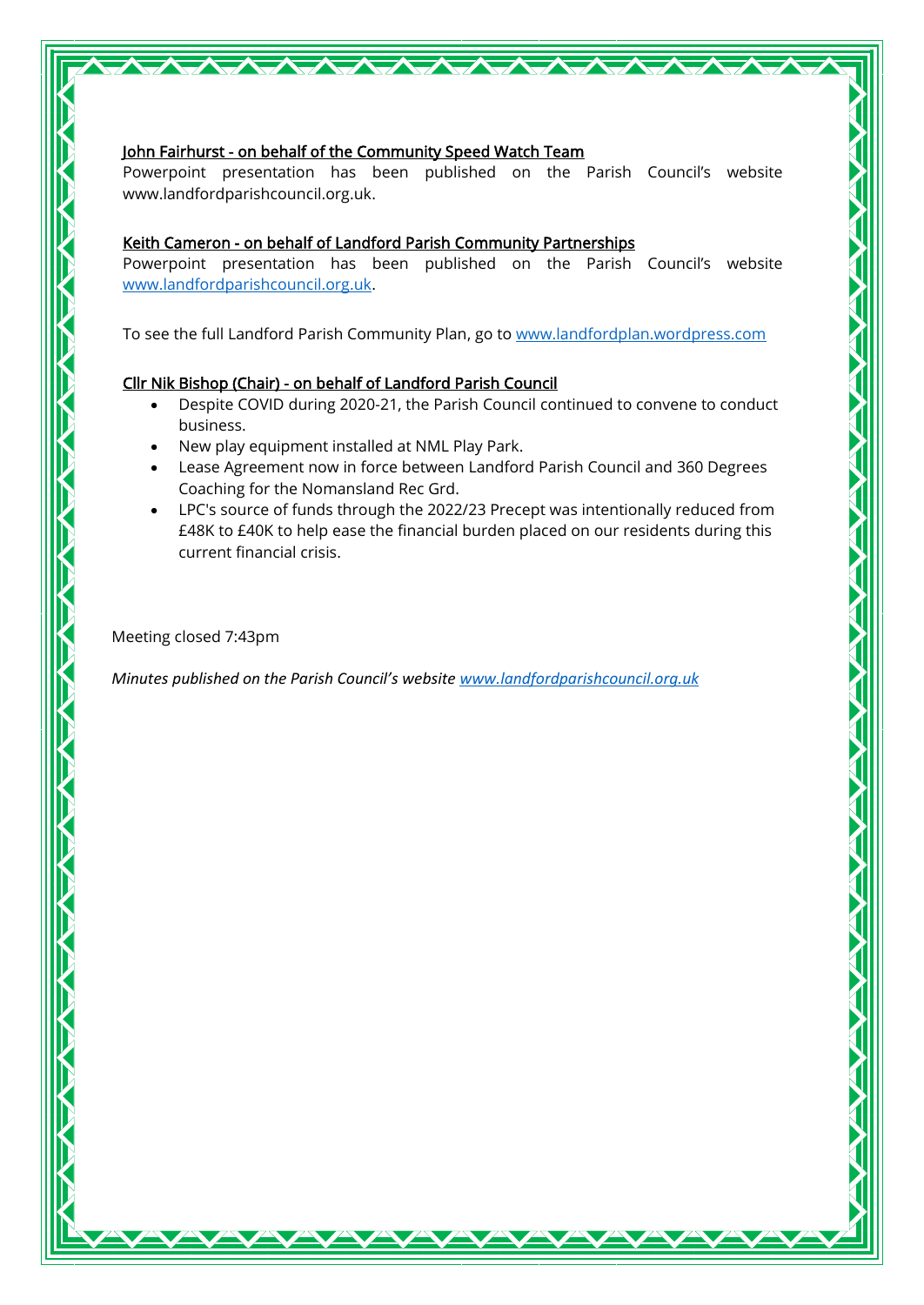<u>John Fairhurst - on behalf of the Community Speed Watch Team</u>
Powerpoint presentation has been published on the Parish Council's website www.landfordparishcouncil.org.uk.

<u>Keith Cameron - on behalf of Landford Parish Community Partnerships</u>
Powerpoint presentation has been published on the Parish Council's website www.landfordparishcouncil.org.uk.

To see the full Landford Parish Community Plan, go to www.landfordplan.wordpress.com

<u>Cllr Nik Bishop (Chair) - on behalf of Landford Parish Council</u>

- Despite COVID during 2020-21, the Parish Council continued to convene to conduct business.
- New play equipment installed at NML Play Park.
- Lease Agreement now in force between Landford Parish Council and 360 Degrees Coaching for the Nomansland Rec Grd.
- LPC's source of funds through the 2022/23 Precept was intentionally reduced from £48K to £40K to help ease the financial burden placed on our residents during this current financial crisis.

Meeting closed 7:43pm

*Minutes published on the Parish Council's website www.landfordparishcouncil.org.uk*